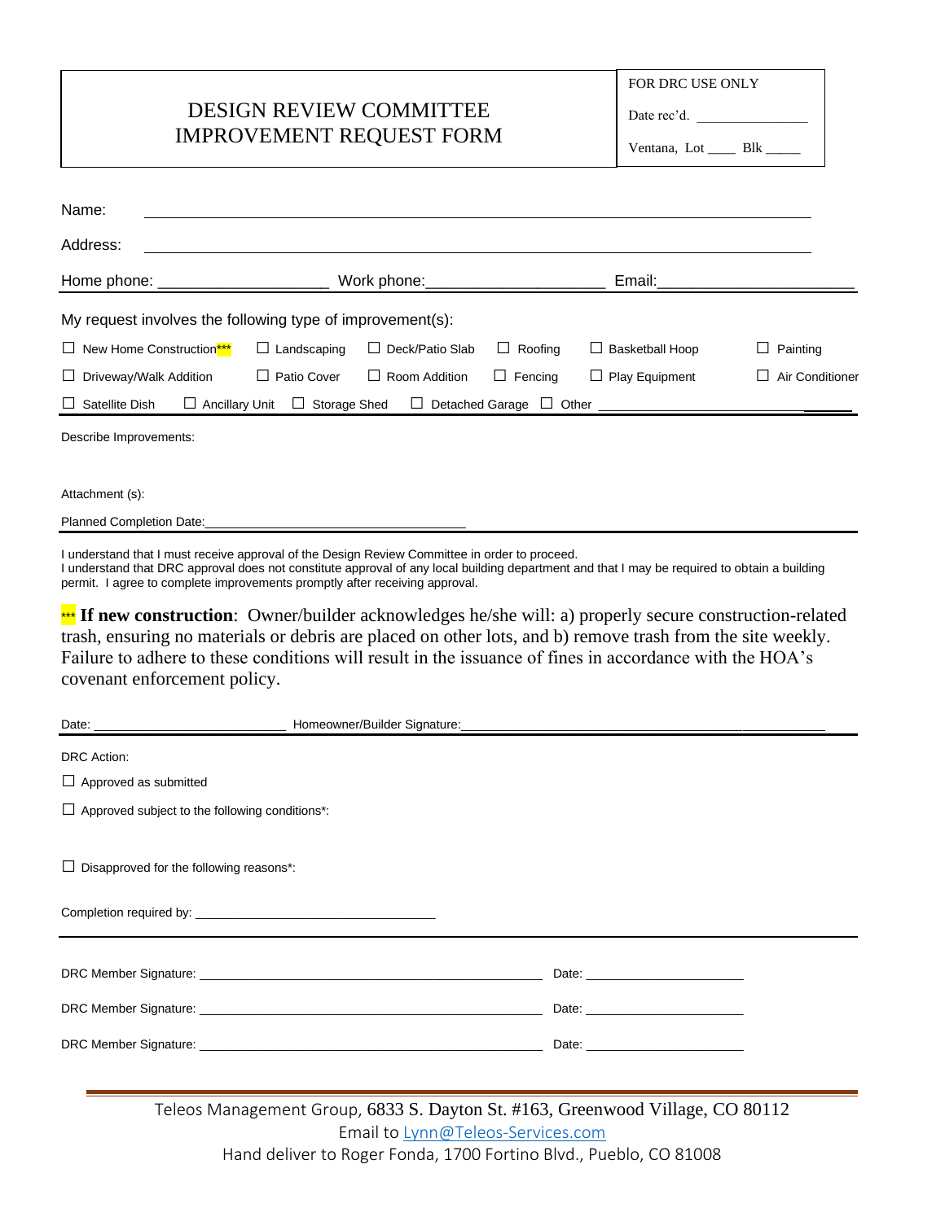# DESIGN REVIEW COMMITTEE IMPROVEMENT REQUEST FORM

FOR DRC USE ONLY

Date rec'd. _______________

Ventana, Lot ____ Blk _____

Name: ____________________________________________________________

Address: ____________________________________________________________

Home phone: ___________________ Work phone:___________________ Email:______________________

My request involves the following type of improvement(s):

☐ New Home Construction*** ☐ Landscaping ☐ Deck/Patio Slab ☐ Roofing ☐ Basketball Hoop ☐ Painting

☐ Driveway/Walk Addition ☐ Patio Cover ☐ Room Addition ☐ Fencing ☐ Play Equipment ☐ Air Conditioner

☐ Satellite Dish ☐ Ancillary Unit ☐ Storage Shed ☐ Detached Garage ☐ Other ______________________________

Describe Improvements:

Attachment (s):

Planned Completion Date:_________________________________

I understand that I must receive approval of the Design Review Committee in order to proceed.
I understand that DRC approval does not constitute approval of any local building department and that I may be required to obtain a building permit. I agree to complete improvements promptly after receiving approval.

*** **If new construction**: Owner/builder acknowledges he/she will: a) properly secure construction-related trash, ensuring no materials or debris are placed on other lots, and b) remove trash from the site weekly. Failure to adhere to these conditions will result in the issuance of fines in accordance with the HOA's covenant enforcement policy.

Date: _________________________ Homeowner/Builder Signature:_____________________________________________

DRC Action:

☐ Approved as submitted

☐ Approved subject to the following conditions*:

☐ Disapproved for the following reasons*:

Completion required by: _________________________________

DRC Member Signature: ________________________________________ Date: _____________________

DRC Member Signature: ________________________________________ Date: _____________________

DRC Member Signature: ________________________________________ Date: _____________________

Teleos Management Group, 6833 S. Dayton St. #163, Greenwood Village, CO 80112
Email to Lynn@Teleos-Services.com
Hand deliver to Roger Fonda, 1700 Fortino Blvd., Pueblo, CO 81008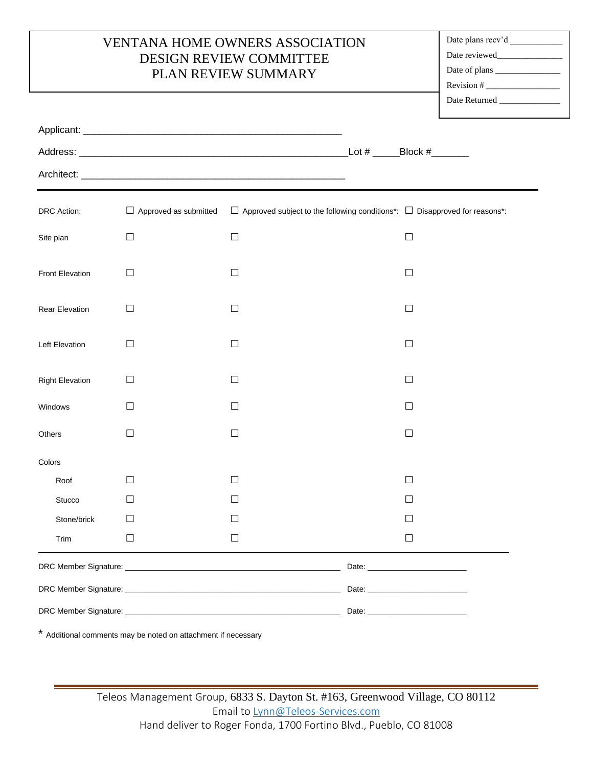# VENTANA HOME OWNERS ASSOCIATION
# DESIGN REVIEW COMMITTEE
# PLAN REVIEW SUMMARY

Date plans recv'd ____________
Date reviewed_______________
Date of plans _______________
Revision # _________________
Date Returned ______________

Applicant: ______________________________________________

Address: ________________________________________________Lot # _____Block #_______

Architect: _______________________________________________

| DRC Action: | ☐ Approved as submitted | ☐ Approved subject to the following conditions*: | ☐ Disapproved for reasons*: |
|---|---|---|---|
| Site plan | ☐ | ☐ | ☐ |
| Front Elevation | ☐ | ☐ | ☐ |
| Rear Elevation | ☐ | ☐ | ☐ |
| Left Elevation | ☐ | ☐ | ☐ |
| Right Elevation | ☐ | ☐ | ☐ |
| Windows | ☐ | ☐ | ☐ |
| Others | ☐ | ☐ | ☐ |
| Colors | | | |
| Roof | ☐ | ☐ | ☐ |
| Stucco | ☐ | ☐ | ☐ |
| Stone/brick | ☐ | ☐ | ☐ |
| Trim | ☐ | ☐ | ☐ |

DRC Member Signature: ______________________________________________ Date: ______________________

DRC Member Signature: ______________________________________________ Date: ______________________

DRC Member Signature: ______________________________________________ Date: ______________________

* Additional comments may be noted on attachment if necessary

Teleos Management Group, 6833 S. Dayton St. #163, Greenwood Village, CO 80112
Email to Lynn@Teleos-Services.com
Hand deliver to Roger Fonda, 1700 Fortino Blvd., Pueblo, CO 81008